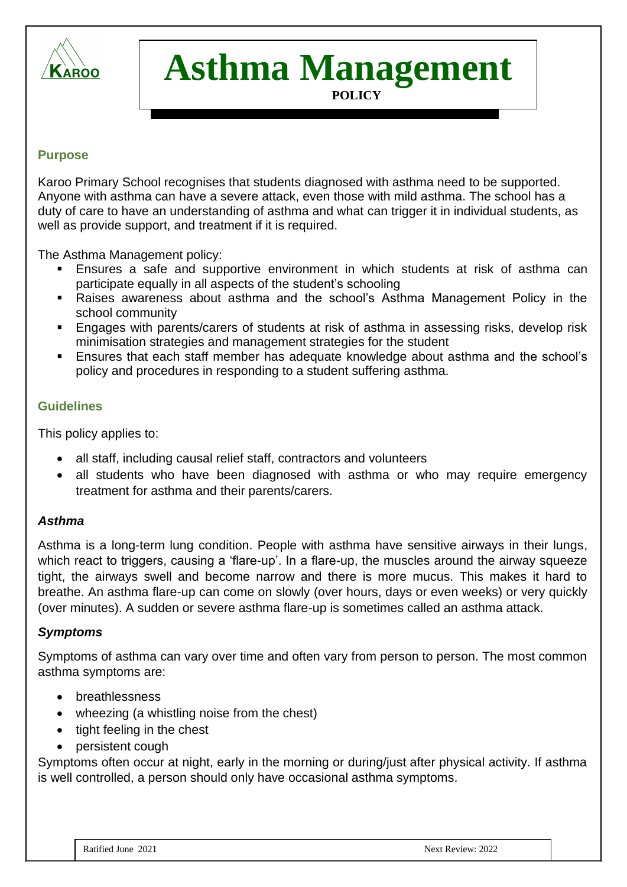# Asthma Management

**POLICY**

## Purpose

Karoo Primary School recognises that students diagnosed with asthma need to be supported. Anyone with asthma can have a severe attack, even those with mild asthma. The school has a duty of care to have an understanding of asthma and what can trigger it in individual students, as well as provide support, and treatment if it is required.

The Asthma Management policy:

- Ensures a safe and supportive environment in which students at risk of asthma can participate equally in all aspects of the student's schooling
- Raises awareness about asthma and the school's Asthma Management Policy in the school community
- Engages with parents/carers of students at risk of asthma in assessing risks, develop risk minimisation strategies and management strategies for the student
- Ensures that each staff member has adequate knowledge about asthma and the school's policy and procedures in responding to a student suffering asthma.

## Guidelines

This policy applies to:

- all staff, including causal relief staff, contractors and volunteers
- all students who have been diagnosed with asthma or who may require emergency treatment for asthma and their parents/carers.

### *Asthma*

Asthma is a long-term lung condition. People with asthma have sensitive airways in their lungs, which react to triggers, causing a 'flare-up'. In a flare-up, the muscles around the airway squeeze tight, the airways swell and become narrow and there is more mucus. This makes it hard to breathe. An asthma flare-up can come on slowly (over hours, days or even weeks) or very quickly (over minutes). A sudden or severe asthma flare-up is sometimes called an asthma attack.

### *Symptoms*

Symptoms of asthma can vary over time and often vary from person to person. The most common asthma symptoms are:

- breathlessness
- wheezing (a whistling noise from the chest)
- tight feeling in the chest
- persistent cough

Symptoms often occur at night, early in the morning or during/just after physical activity. If asthma is well controlled, a person should only have occasional asthma symptoms.

Ratified June 2021 | Next Review: 2022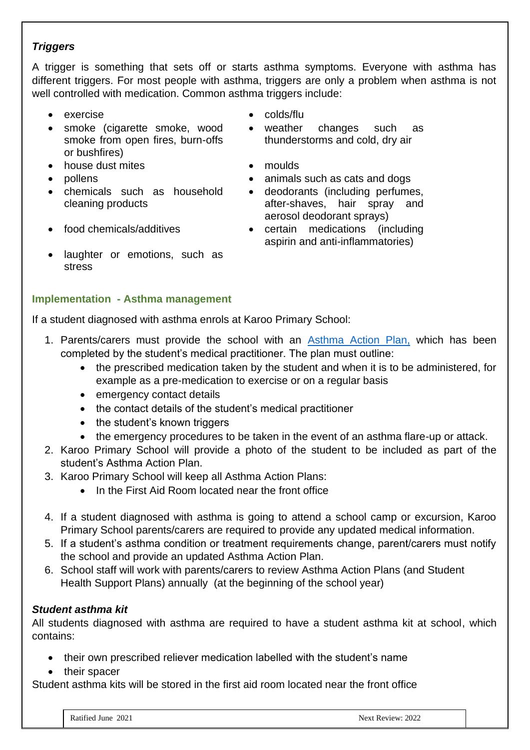### *Triggers*

A trigger is something that sets off or starts asthma symptoms. Everyone with asthma has different triggers. For most people with asthma, triggers are only a problem when asthma is not well controlled with medication. Common asthma triggers include:

- exercise
- smoke (cigarette smoke, wood smoke from open fires, burn-offs or bushfires)
- house dust mites
- pollens
- chemicals such as household cleaning products
- food chemicals/additives
- laughter or emotions, such as stress
- colds/flu
- weather changes such as thunderstorms and cold, dry air
- moulds
- animals such as cats and dogs
- deodorants (including perfumes, after-shaves, hair spray and aerosol deodorant sprays)
- certain medications (including aspirin and anti-inflammatories)

## Implementation - Asthma management

If a student diagnosed with asthma enrols at Karoo Primary School:

1. Parents/carers must provide the school with an Asthma Action Plan, which has been completed by the student's medical practitioner. The plan must outline:
   - the prescribed medication taken by the student and when it is to be administered, for example as a pre-medication to exercise or on a regular basis
   - emergency contact details
   - the contact details of the student's medical practitioner
   - the student's known triggers
   - the emergency procedures to be taken in the event of an asthma flare-up or attack.
2. Karoo Primary School will provide a photo of the student to be included as part of the student's Asthma Action Plan.
3. Karoo Primary School will keep all Asthma Action Plans:
   - In the First Aid Room located near the front office
4. If a student diagnosed with asthma is going to attend a school camp or excursion, Karoo Primary School parents/carers are required to provide any updated medical information.
5. If a student's asthma condition or treatment requirements change, parent/carers must notify the school and provide an updated Asthma Action Plan.
6. School staff will work with parents/carers to review Asthma Action Plans (and Student Health Support Plans) annually (at the beginning of the school year)

### *Student asthma kit*

All students diagnosed with asthma are required to have a student asthma kit at school, which contains:

- their own prescribed reliever medication labelled with the student's name
- their spacer

Student asthma kits will be stored in the first aid room located near the front office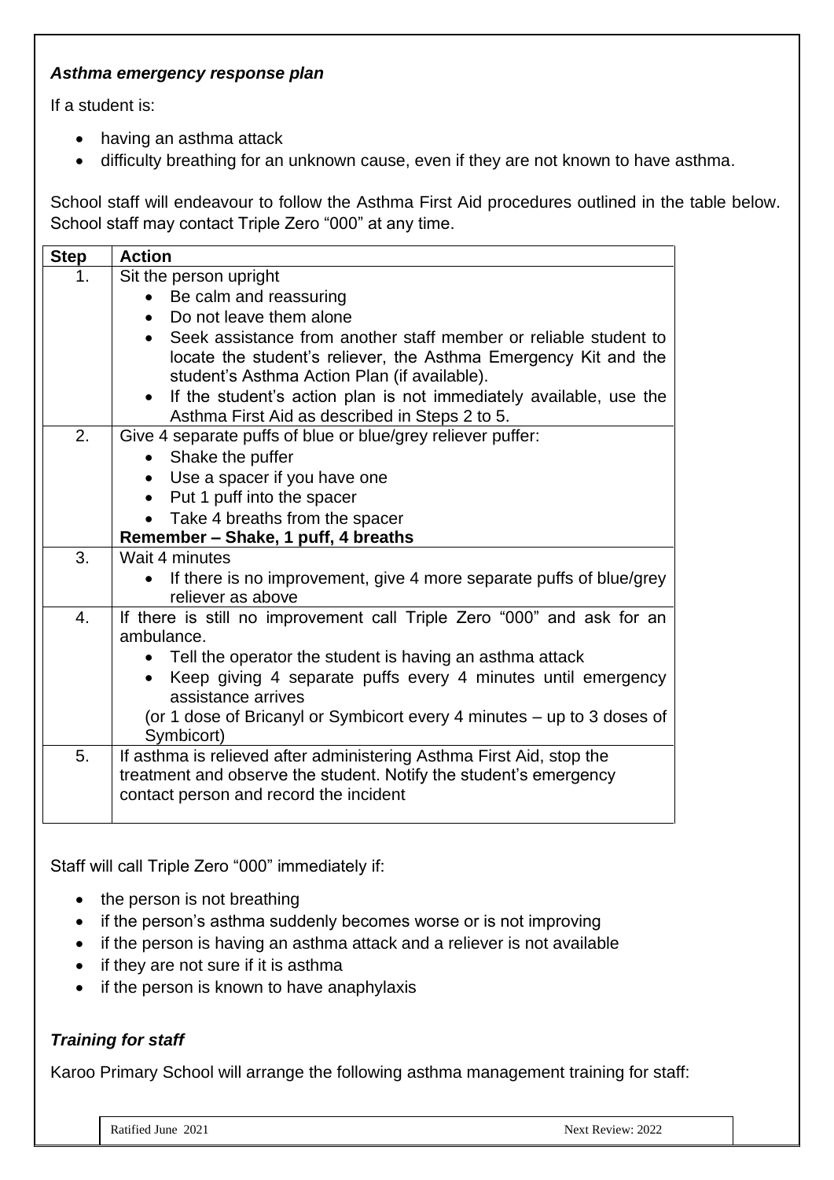***Asthma emergency response plan***

If a student is:

- having an asthma attack
- difficulty breathing for an unknown cause, even if they are not known to have asthma.

School staff will endeavour to follow the Asthma First Aid procedures outlined in the table below. School staff may contact Triple Zero "000" at any time.

| **Step** | **Action** |
|---|---|
| 1. | Sit the person upright<br>• Be calm and reassuring<br>• Do not leave them alone<br>• Seek assistance from another staff member or reliable student to locate the student's reliever, the Asthma Emergency Kit and the student's Asthma Action Plan (if available).<br>• If the student's action plan is not immediately available, use the Asthma First Aid as described in Steps 2 to 5. |
| 2. | Give 4 separate puffs of blue or blue/grey reliever puffer:<br>• Shake the puffer<br>• Use a spacer if you have one<br>• Put 1 puff into the spacer<br>• Take 4 breaths from the spacer<br>**Remember – Shake, 1 puff, 4 breaths** |
| 3. | Wait 4 minutes<br>• If there is no improvement, give 4 more separate puffs of blue/grey reliever as above |
| 4. | If there is still no improvement call Triple Zero "000" and ask for an ambulance.<br>• Tell the operator the student is having an asthma attack<br>• Keep giving 4 separate puffs every 4 minutes until emergency assistance arrives<br>(or 1 dose of Bricanyl or Symbicort every 4 minutes – up to 3 doses of Symbicort) |
| 5. | If asthma is relieved after administering Asthma First Aid, stop the treatment and observe the student. Notify the student's emergency contact person and record the incident |

Staff will call Triple Zero "000" immediately if:

- the person is not breathing
- if the person's asthma suddenly becomes worse or is not improving
- if the person is having an asthma attack and a reliever is not available
- if they are not sure if it is asthma
- if the person is known to have anaphylaxis

***Training for staff***

Karoo Primary School will arrange the following asthma management training for staff: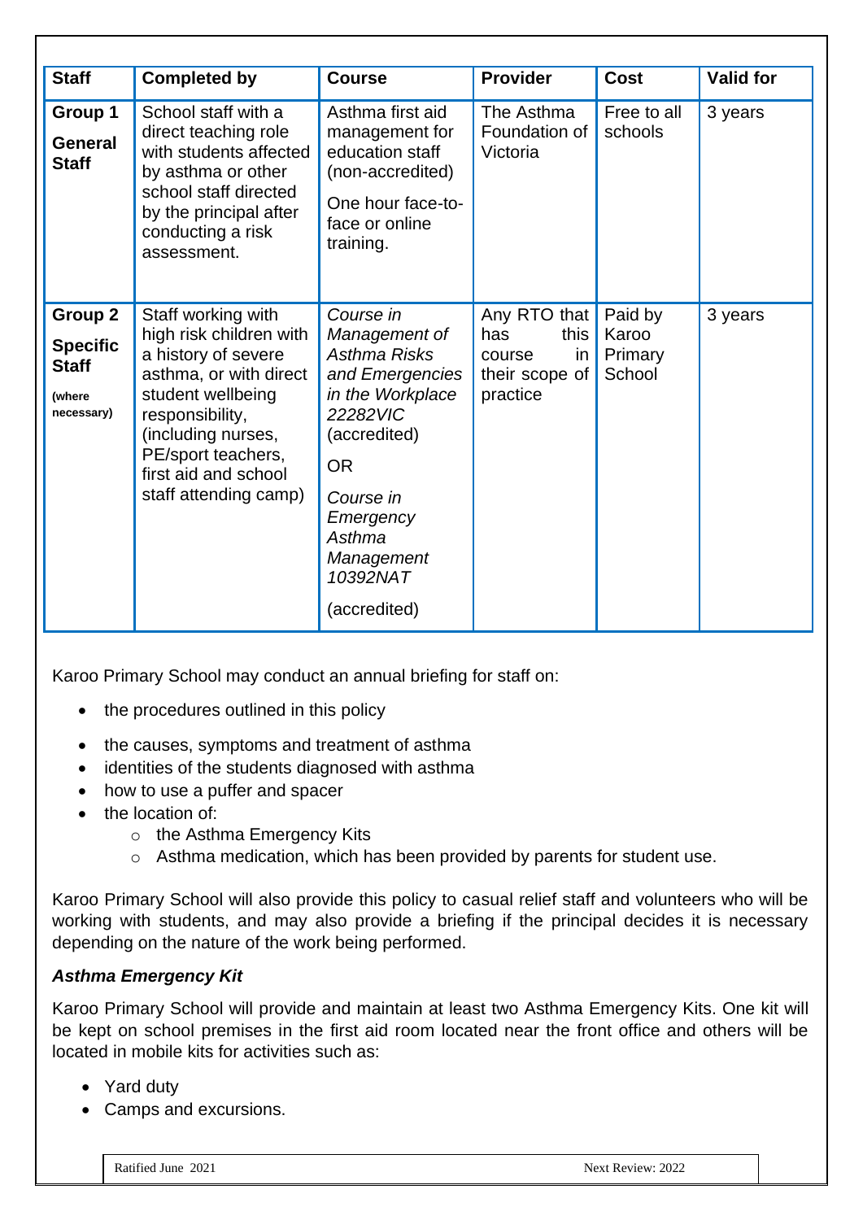| Staff | Completed by | Course | Provider | Cost | Valid for |
|---|---|---|---|---|---|
| **Group 1** **General Staff** | School staff with a direct teaching role with students affected by asthma or other school staff directed by the principal after conducting a risk assessment. | Asthma first aid management for education staff (non-accredited) One hour face-to-face or online training. | The Asthma Foundation of Victoria | Free to all schools | 3 years |
| **Group 2** **Specific Staff** **(where necessary)** | Staff working with high risk children with a history of severe asthma, or with direct student wellbeing responsibility, (including nurses, PE/sport teachers, first aid and school staff attending camp) | *Course in Management of Asthma Risks and Emergencies in the Workplace 22282VIC* (accredited) OR *Course in Emergency Asthma Management 10392NAT* (accredited) | Any RTO that has this course in their scope of practice | Paid by Karoo Primary School | 3 years |

Karoo Primary School may conduct an annual briefing for staff on:

- the procedures outlined in this policy
- the causes, symptoms and treatment of asthma
- identities of the students diagnosed with asthma
- how to use a puffer and spacer
- the location of:
    - the Asthma Emergency Kits
    - Asthma medication, which has been provided by parents for student use.

Karoo Primary School will also provide this policy to casual relief staff and volunteers who will be working with students, and may also provide a briefing if the principal decides it is necessary depending on the nature of the work being performed.

### *Asthma Emergency Kit*

Karoo Primary School will provide and maintain at least two Asthma Emergency Kits. One kit will be kept on school premises in the first aid room located near the front office and others will be located in mobile kits for activities such as:

- Yard duty
- Camps and excursions.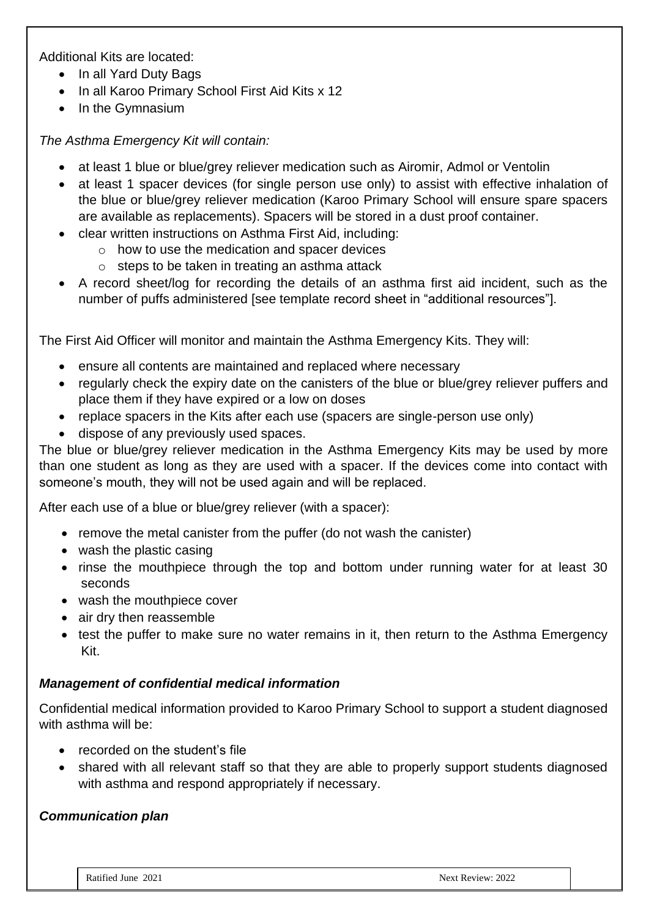Additional Kits are located:

- In all Yard Duty Bags
- In all Karoo Primary School First Aid Kits x 12
- In the Gymnasium

*The Asthma Emergency Kit will contain:*

- at least 1 blue or blue/grey reliever medication such as Airomir, Admol or Ventolin
- at least 1 spacer devices (for single person use only) to assist with effective inhalation of the blue or blue/grey reliever medication (Karoo Primary School will ensure spare spacers are available as replacements). Spacers will be stored in a dust proof container.
- clear written instructions on Asthma First Aid, including:
  - how to use the medication and spacer devices
  - steps to be taken in treating an asthma attack
- A record sheet/log for recording the details of an asthma first aid incident, such as the number of puffs administered [see template record sheet in "additional resources"].

The First Aid Officer will monitor and maintain the Asthma Emergency Kits. They will:

- ensure all contents are maintained and replaced where necessary
- regularly check the expiry date on the canisters of the blue or blue/grey reliever puffers and place them if they have expired or a low on doses
- replace spacers in the Kits after each use (spacers are single-person use only)
- dispose of any previously used spaces.

The blue or blue/grey reliever medication in the Asthma Emergency Kits may be used by more than one student as long as they are used with a spacer. If the devices come into contact with someone's mouth, they will not be used again and will be replaced.

After each use of a blue or blue/grey reliever (with a spacer):

- remove the metal canister from the puffer (do not wash the canister)
- wash the plastic casing
- rinse the mouthpiece through the top and bottom under running water for at least 30 seconds
- wash the mouthpiece cover
- air dry then reassemble
- test the puffer to make sure no water remains in it, then return to the Asthma Emergency Kit.

***Management of confidential medical information***

Confidential medical information provided to Karoo Primary School to support a student diagnosed with asthma will be:

- recorded on the student's file
- shared with all relevant staff so that they are able to properly support students diagnosed with asthma and respond appropriately if necessary.

***Communication plan***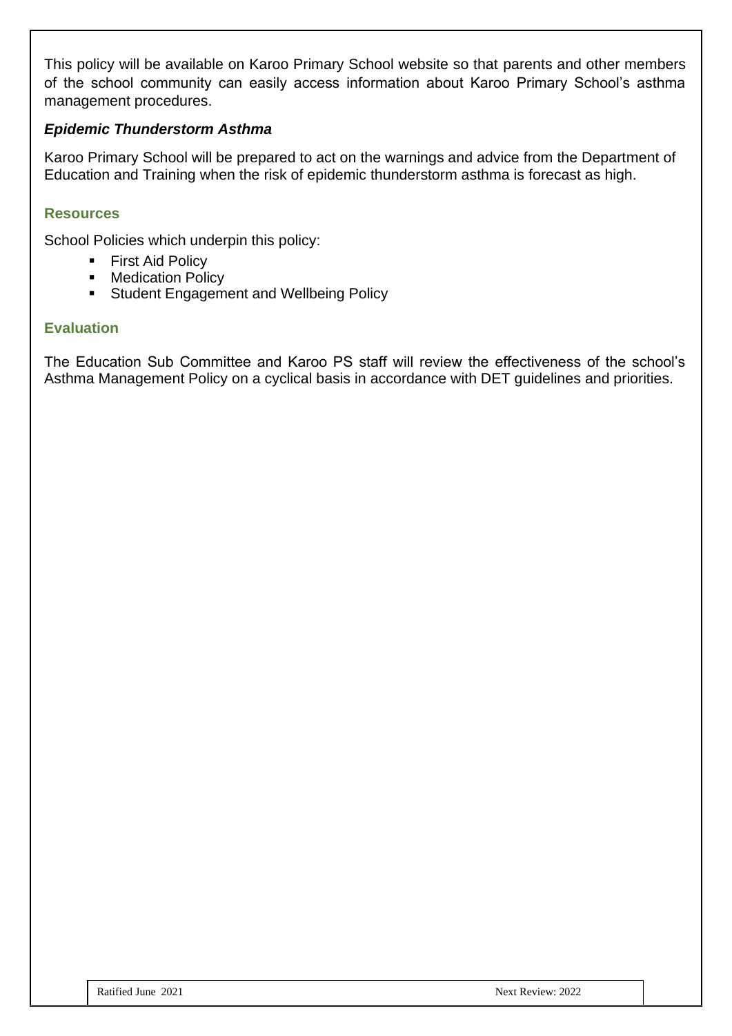This policy will be available on Karoo Primary School website so that parents and other members of the school community can easily access information about Karoo Primary School's asthma management procedures.

***Epidemic Thunderstorm Asthma***

Karoo Primary School will be prepared to act on the warnings and advice from the Department of Education and Training when the risk of epidemic thunderstorm asthma is forecast as high.

## Resources

School Policies which underpin this policy:

- First Aid Policy
- Medication Policy
- Student Engagement and Wellbeing Policy

## Evaluation

The Education Sub Committee and Karoo PS staff will review the effectiveness of the school's Asthma Management Policy on a cyclical basis in accordance with DET guidelines and priorities.

Ratified June 2021 Next Review: 2022